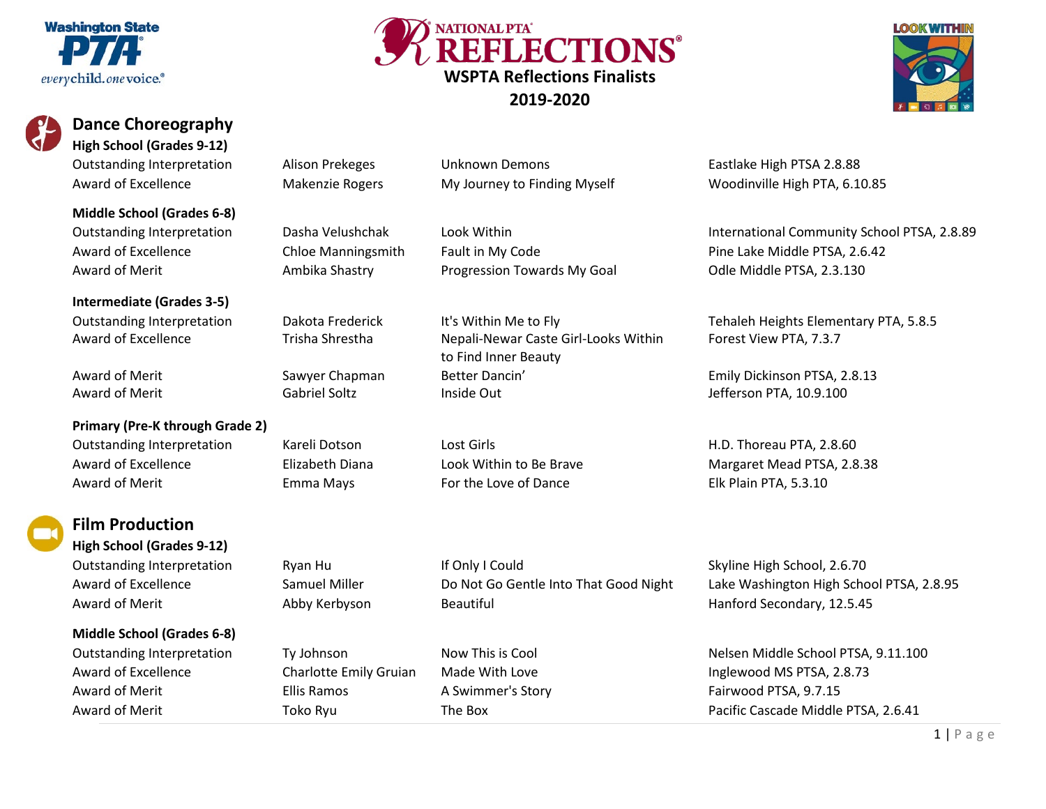# WSPTA Reflections Finalists 2019-2020

## Dance Choreography

### High School (Grades 9-12)

| Award | Name | Title | PTA |
|---|---|---|---|
| Outstanding Interpretation | Alison Prekeges | Unknown Demons | Eastlake High PTSA 2.8.88 |
| Award of Excellence | Makenzie Rogers | My Journey to Finding Myself | Woodinville High PTA, 6.10.85 |

### Middle School (Grades 6-8)

| Award | Name | Title | PTA |
|---|---|---|---|
| Outstanding Interpretation | Dasha Velushchak | Look Within | International Community School PTSA, 2.8.89 |
| Award of Excellence | Chloe Manningsmith | Fault in My Code | Pine Lake Middle PTSA, 2.6.42 |
| Award of Merit | Ambika Shastry | Progression Towards My Goal | Odle Middle PTSA, 2.3.130 |

### Intermediate (Grades 3-5)

| Award | Name | Title | PTA |
|---|---|---|---|
| Outstanding Interpretation | Dakota Frederick | It's Within Me to Fly | Tehaleh Heights Elementary PTA, 5.8.5 |
| Award of Excellence | Trisha Shrestha | Nepali-Newar Caste Girl-Looks Within to Find Inner Beauty | Forest View PTA, 7.3.7 |
| Award of Merit | Sawyer Chapman | Better Dancin' | Emily Dickinson PTSA, 2.8.13 |
| Award of Merit | Gabriel Soltz | Inside Out | Jefferson PTA, 10.9.100 |

### Primary (Pre-K through Grade 2)

| Award | Name | Title | PTA |
|---|---|---|---|
| Outstanding Interpretation | Kareli Dotson | Lost Girls | H.D. Thoreau PTA, 2.8.60 |
| Award of Excellence | Elizabeth Diana | Look Within to Be Brave | Margaret Mead PTSA, 2.8.38 |
| Award of Merit | Emma Mays | For the Love of Dance | Elk Plain PTA, 5.3.10 |

## Film Production

### High School (Grades 9-12)

| Award | Name | Title | PTA |
|---|---|---|---|
| Outstanding Interpretation | Ryan Hu | If Only I Could | Skyline High School, 2.6.70 |
| Award of Excellence | Samuel Miller | Do Not Go Gentle Into That Good Night | Lake Washington High School PTSA, 2.8.95 |
| Award of Merit | Abby Kerbyson | Beautiful | Hanford Secondary, 12.5.45 |

### Middle School (Grades 6-8)

| Award | Name | Title | PTA |
|---|---|---|---|
| Outstanding Interpretation | Ty Johnson | Now This is Cool | Nelsen Middle School PTSA, 9.11.100 |
| Award of Excellence | Charlotte Emily Gruian | Made With Love | Inglewood MS PTSA, 2.8.73 |
| Award of Merit | Ellis Ramos | A Swimmer's Story | Fairwood PTSA, 9.7.15 |
| Award of Merit | Toko Ryu | The Box | Pacific Cascade Middle PTSA, 2.6.41 |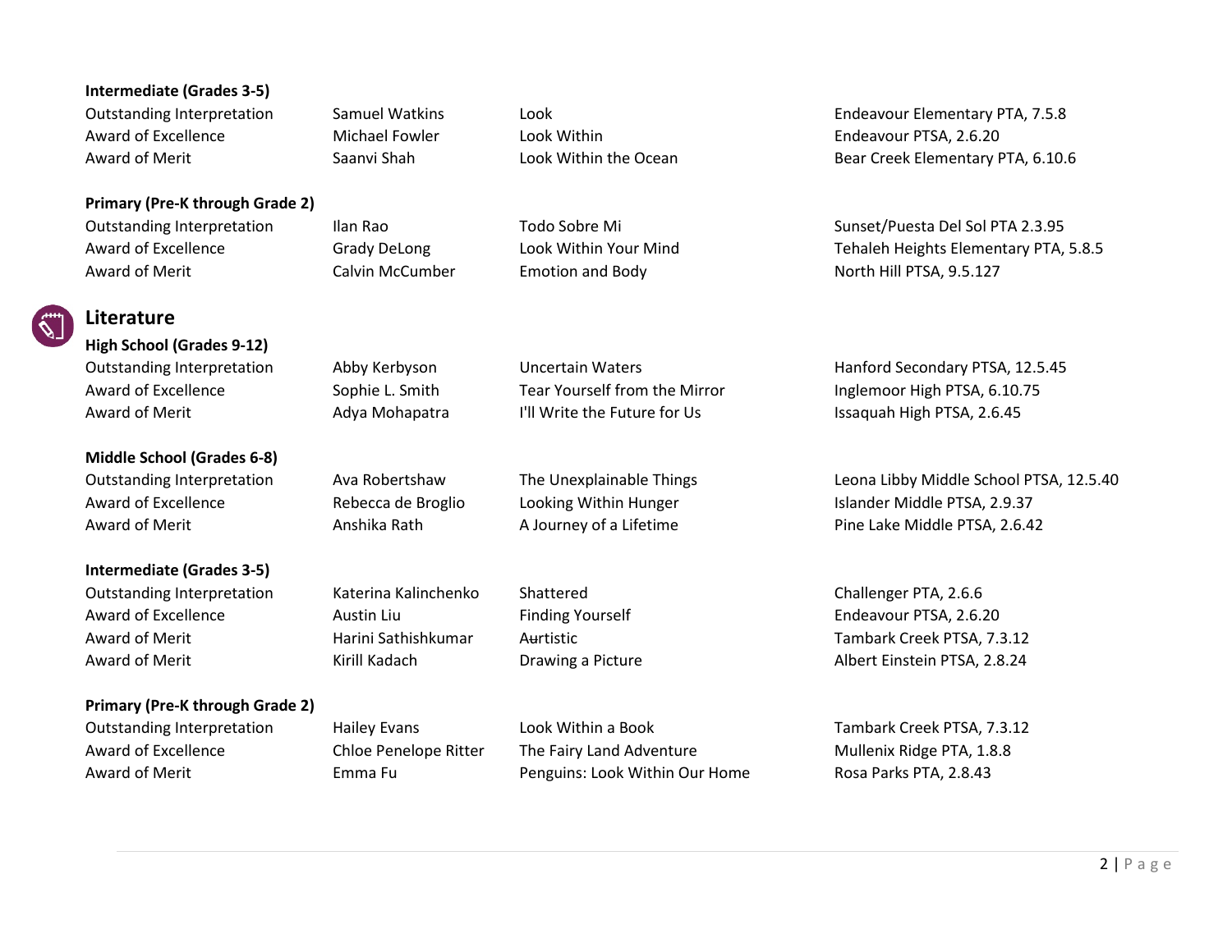**Intermediate (Grades 3-5)**

| | | | |
|---|---|---|---|
| Outstanding Interpretation | Samuel Watkins | Look | Endeavour Elementary PTA, 7.5.8 |
| Award of Excellence | Michael Fowler | Look Within | Endeavour PTSA, 2.6.20 |
| Award of Merit | Saanvi Shah | Look Within the Ocean | Bear Creek Elementary PTA, 6.10.6 |

**Primary (Pre-K through Grade 2)**

| | | | |
|---|---|---|---|
| Outstanding Interpretation | Ilan Rao | Todo Sobre Mi | Sunset/Puesta Del Sol PTA 2.3.95 |
| Award of Excellence | Grady DeLong | Look Within Your Mind | Tehaleh Heights Elementary PTA, 5.8.5 |
| Award of Merit | Calvin McCumber | Emotion and Body | North Hill PTSA, 9.5.127 |

## Literature

**High School (Grades 9-12)**

| | | | |
|---|---|---|---|
| Outstanding Interpretation | Abby Kerbyson | Uncertain Waters | Hanford Secondary PTSA, 12.5.45 |
| Award of Excellence | Sophie L. Smith | Tear Yourself from the Mirror | Inglemoor High PTSA, 6.10.75 |
| Award of Merit | Adya Mohapatra | I'll Write the Future for Us | Issaquah High PTSA, 2.6.45 |

**Middle School (Grades 6-8)**

| | | | |
|---|---|---|---|
| Outstanding Interpretation | Ava Robertshaw | The Unexplainable Things | Leona Libby Middle School PTSA, 12.5.40 |
| Award of Excellence | Rebecca de Broglio | Looking Within Hunger | Islander Middle PTSA, 2.9.37 |
| Award of Merit | Anshika Rath | A Journey of a Lifetime | Pine Lake Middle PTSA, 2.6.42 |

**Intermediate (Grades 3-5)**

| | | | |
|---|---|---|---|
| Outstanding Interpretation | Katerina Kalinchenko | Shattered | Challenger PTA, 2.6.6 |
| Award of Excellence | Austin Liu | Finding Yourself | Endeavour PTSA, 2.6.20 |
| Award of Merit | Harini Sathishkumar | Aurtistic | Tambark Creek PTSA, 7.3.12 |
| Award of Merit | Kirill Kadach | Drawing a Picture | Albert Einstein PTSA, 2.8.24 |

**Primary (Pre-K through Grade 2)**

| | | | |
|---|---|---|---|
| Outstanding Interpretation | Hailey Evans | Look Within a Book | Tambark Creek PTSA, 7.3.12 |
| Award of Excellence | Chloe Penelope Ritter | The Fairy Land Adventure | Mullenix Ridge PTA, 1.8.8 |
| Award of Merit | Emma Fu | Penguins: Look Within Our Home | Rosa Parks PTA, 2.8.43 |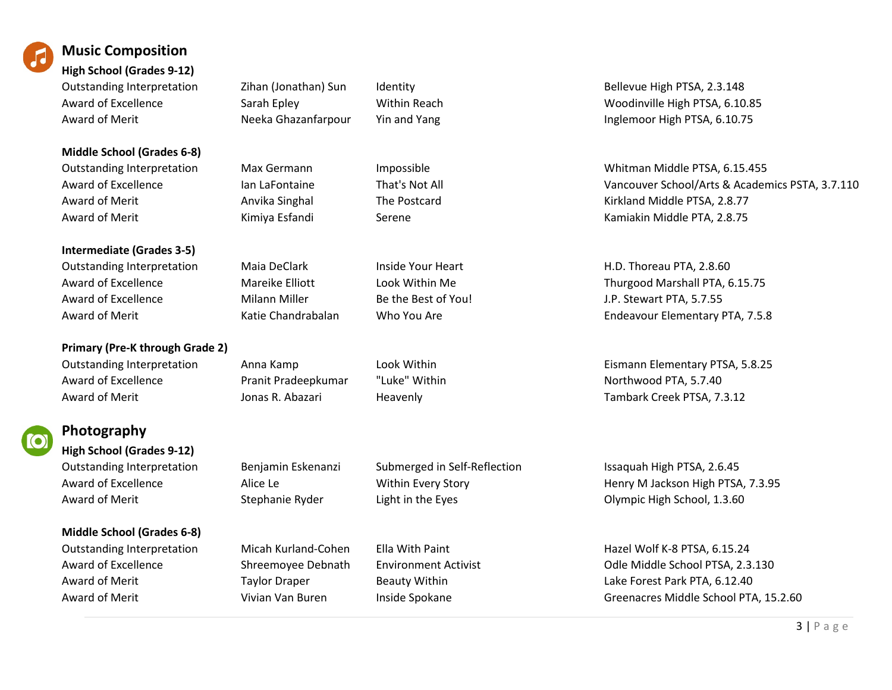## Music Composition

### High School (Grades 9-12)

| | | | |
|---|---|---|---|
| Outstanding Interpretation | Zihan (Jonathan) Sun | Identity | Bellevue High PTSA, 2.3.148 |
| Award of Excellence | Sarah Epley | Within Reach | Woodinville High PTSA, 6.10.85 |
| Award of Merit | Neeka Ghazanfarpour | Yin and Yang | Inglemoor High PTSA, 6.10.75 |

### Middle School (Grades 6-8)

| | | | |
|---|---|---|---|
| Outstanding Interpretation | Max Germann | Impossible | Whitman Middle PTSA, 6.15.455 |
| Award of Excellence | Ian LaFontaine | That's Not All | Vancouver School/Arts & Academics PSTA, 3.7.110 |
| Award of Merit | Anvika Singhal | The Postcard | Kirkland Middle PTSA, 2.8.77 |
| Award of Merit | Kimiya Esfandi | Serene | Kamiakin Middle PTA, 2.8.75 |

### Intermediate (Grades 3-5)

| | | | |
|---|---|---|---|
| Outstanding Interpretation | Maia DeClark | Inside Your Heart | H.D. Thoreau PTA, 2.8.60 |
| Award of Excellence | Mareike Elliott | Look Within Me | Thurgood Marshall PTA, 6.15.75 |
| Award of Excellence | Milann Miller | Be the Best of You! | J.P. Stewart PTA, 5.7.55 |
| Award of Merit | Katie Chandrabalan | Who You Are | Endeavour Elementary PTA, 7.5.8 |

### Primary (Pre-K through Grade 2)

| | | | |
|---|---|---|---|
| Outstanding Interpretation | Anna Kamp | Look Within | Eismann Elementary PTSA, 5.8.25 |
| Award of Excellence | Pranit Pradeepkumar | "Luke" Within | Northwood PTA, 5.7.40 |
| Award of Merit | Jonas R. Abazari | Heavenly | Tambark Creek PTSA, 7.3.12 |

## Photography

### High School (Grades 9-12)

| | | | |
|---|---|---|---|
| Outstanding Interpretation | Benjamin Eskenanzi | Submerged in Self-Reflection | Issaquah High PTSA, 2.6.45 |
| Award of Excellence | Alice Le | Within Every Story | Henry M Jackson High PTSA, 7.3.95 |
| Award of Merit | Stephanie Ryder | Light in the Eyes | Olympic High School, 1.3.60 |

### Middle School (Grades 6-8)

| | | | |
|---|---|---|---|
| Outstanding Interpretation | Micah Kurland-Cohen | Ella With Paint | Hazel Wolf K-8 PTSA, 6.15.24 |
| Award of Excellence | Shreemoyee Debnath | Environment Activist | Odle Middle School PTSA, 2.3.130 |
| Award of Merit | Taylor Draper | Beauty Within | Lake Forest Park PTA, 6.12.40 |
| Award of Merit | Vivian Van Buren | Inside Spokane | Greenacres Middle School PTA, 15.2.60 |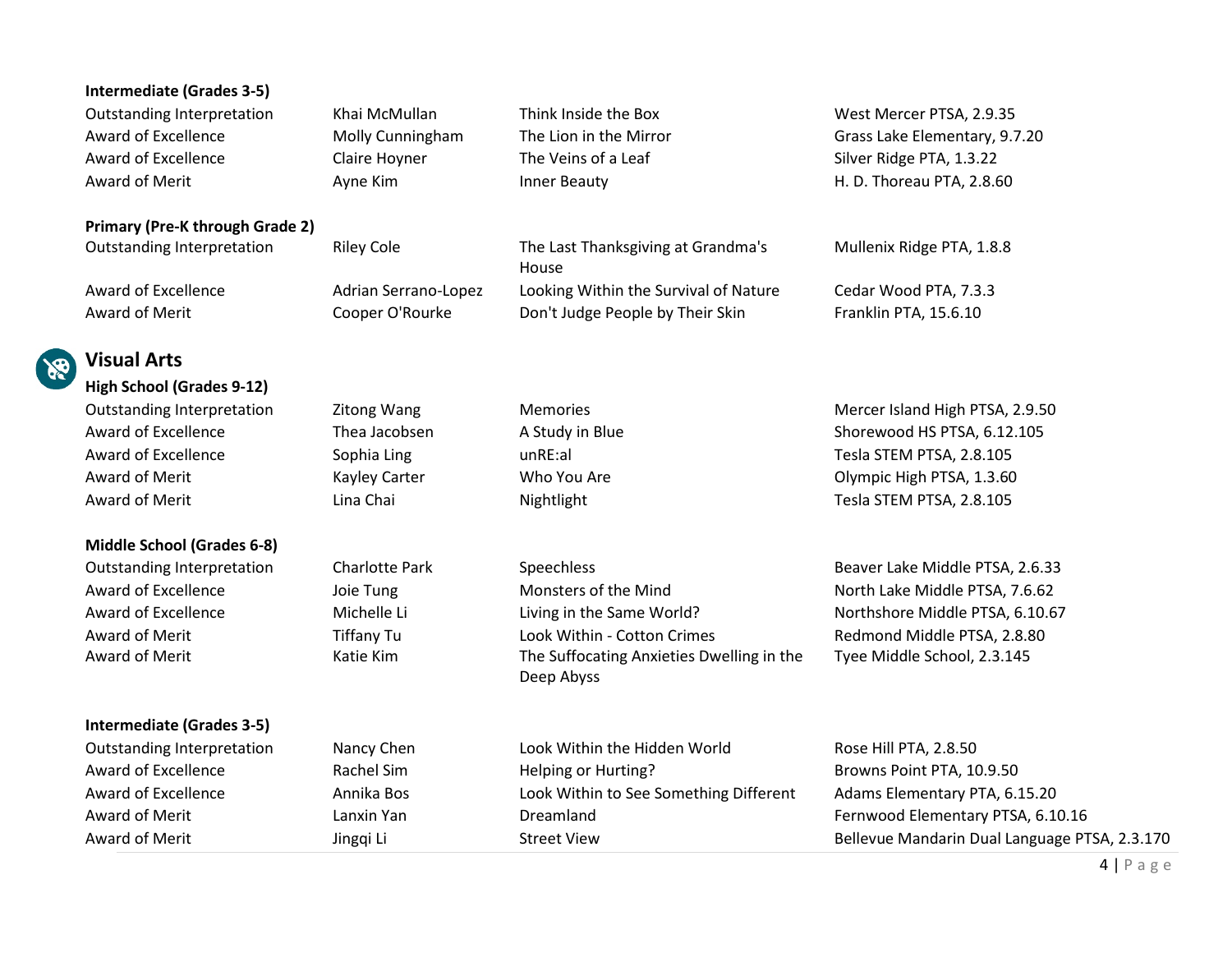**Intermediate (Grades 3-5)**

| | | | |
|---|---|---|---|
| Outstanding Interpretation | Khai McMullan | Think Inside the Box | West Mercer PTSA, 2.9.35 |
| Award of Excellence | Molly Cunningham | The Lion in the Mirror | Grass Lake Elementary, 9.7.20 |
| Award of Excellence | Claire Hoyner | The Veins of a Leaf | Silver Ridge PTA, 1.3.22 |
| Award of Merit | Ayne Kim | Inner Beauty | H. D. Thoreau PTA, 2.8.60 |

**Primary (Pre-K through Grade 2)**

| | | | |
|---|---|---|---|
| Outstanding Interpretation | Riley Cole | The Last Thanksgiving at Grandma's House | Mullenix Ridge PTA, 1.8.8 |
| Award of Excellence | Adrian Serrano-Lopez | Looking Within the Survival of Nature | Cedar Wood PTA, 7.3.3 |
| Award of Merit | Cooper O'Rourke | Don't Judge People by Their Skin | Franklin PTA, 15.6.10 |

## Visual Arts

**High School (Grades 9-12)**

| | | | |
|---|---|---|---|
| Outstanding Interpretation | Zitong Wang | Memories | Mercer Island High PTSA, 2.9.50 |
| Award of Excellence | Thea Jacobsen | A Study in Blue | Shorewood HS PTSA, 6.12.105 |
| Award of Excellence | Sophia Ling | unRE:al | Tesla STEM PTSA, 2.8.105 |
| Award of Merit | Kayley Carter | Who You Are | Olympic High PTSA, 1.3.60 |
| Award of Merit | Lina Chai | Nightlight | Tesla STEM PTSA, 2.8.105 |

**Middle School (Grades 6-8)**

| | | | |
|---|---|---|---|
| Outstanding Interpretation | Charlotte Park | Speechless | Beaver Lake Middle PTSA, 2.6.33 |
| Award of Excellence | Joie Tung | Monsters of the Mind | North Lake Middle PTSA, 7.6.62 |
| Award of Excellence | Michelle Li | Living in the Same World? | Northshore Middle PTSA, 6.10.67 |
| Award of Merit | Tiffany Tu | Look Within - Cotton Crimes | Redmond Middle PTSA, 2.8.80 |
| Award of Merit | Katie Kim | The Suffocating Anxieties Dwelling in the Deep Abyss | Tyee Middle School, 2.3.145 |

**Intermediate (Grades 3-5)**

| | | | |
|---|---|---|---|
| Outstanding Interpretation | Nancy Chen | Look Within the Hidden World | Rose Hill PTA, 2.8.50 |
| Award of Excellence | Rachel Sim | Helping or Hurting? | Browns Point PTA, 10.9.50 |
| Award of Excellence | Annika Bos | Look Within to See Something Different | Adams Elementary PTA, 6.15.20 |
| Award of Merit | Lanxin Yan | Dreamland | Fernwood Elementary PTSA, 6.10.16 |
| Award of Merit | Jingqi Li | Street View | Bellevue Mandarin Dual Language PTSA, 2.3.170 |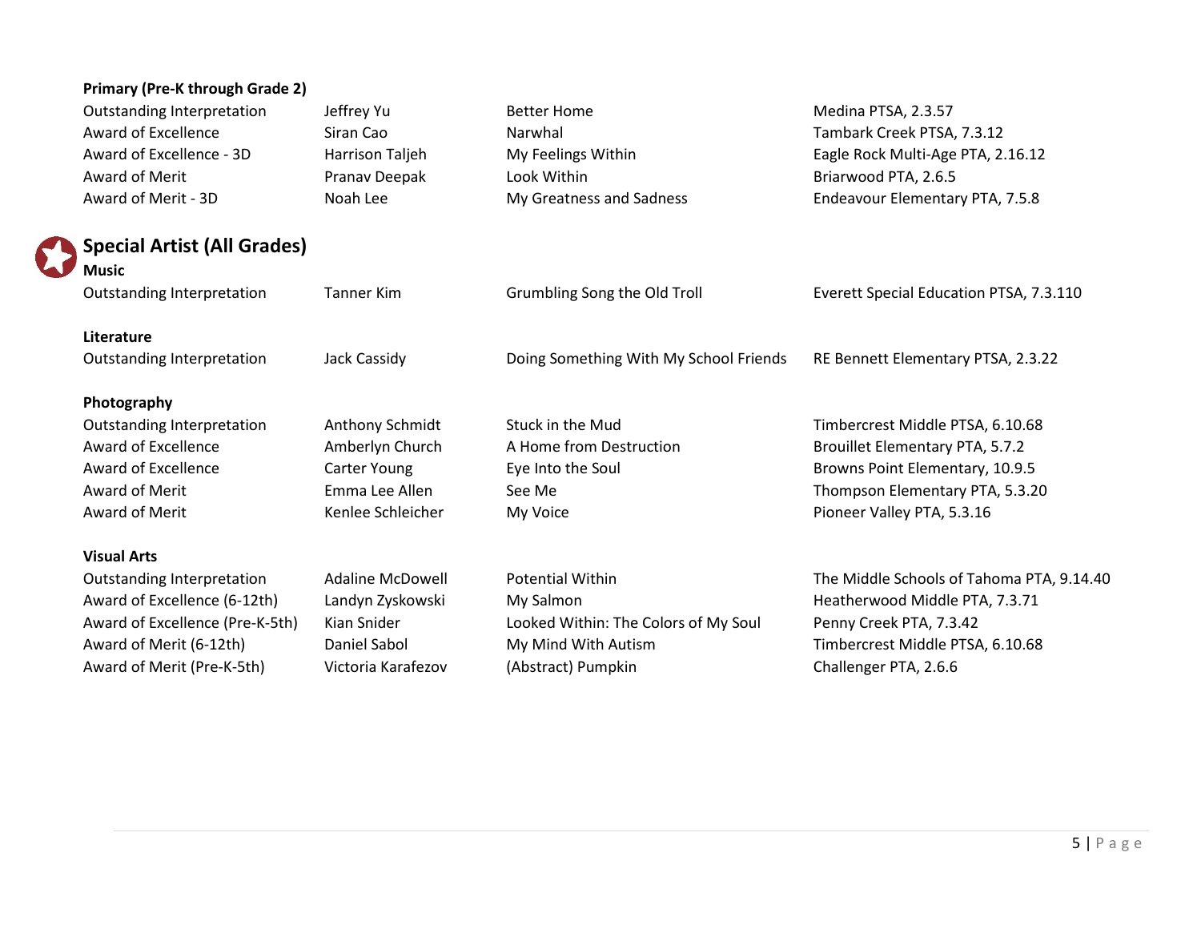**Primary (Pre-K through Grade 2)**

| | | | |
|---|---|---|---|
| Outstanding Interpretation | Jeffrey Yu | Better Home | Medina PTSA, 2.3.57 |
| Award of Excellence | Siran Cao | Narwhal | Tambark Creek PTSA, 7.3.12 |
| Award of Excellence - 3D | Harrison Taljeh | My Feelings Within | Eagle Rock Multi-Age PTA, 2.16.12 |
| Award of Merit | Pranav Deepak | Look Within | Briarwood PTA, 2.6.5 |
| Award of Merit - 3D | Noah Lee | My Greatness and Sadness | Endeavour Elementary PTA, 7.5.8 |

## Special Artist (All Grades)

**Music**

| | | | |
|---|---|---|---|
| Outstanding Interpretation | Tanner Kim | Grumbling Song the Old Troll | Everett Special Education PTSA, 7.3.110 |

**Literature**

| | | | |
|---|---|---|---|
| Outstanding Interpretation | Jack Cassidy | Doing Something With My School Friends | RE Bennett Elementary PTSA, 2.3.22 |

**Photography**

| | | | |
|---|---|---|---|
| Outstanding Interpretation | Anthony Schmidt | Stuck in the Mud | Timbercrest Middle PTSA, 6.10.68 |
| Award of Excellence | Amberlyn Church | A Home from Destruction | Brouillet Elementary PTA, 5.7.2 |
| Award of Excellence | Carter Young | Eye Into the Soul | Browns Point Elementary, 10.9.5 |
| Award of Merit | Emma Lee Allen | See Me | Thompson Elementary PTA, 5.3.20 |
| Award of Merit | Kenlee Schleicher | My Voice | Pioneer Valley PTA, 5.3.16 |

**Visual Arts**

| | | | |
|---|---|---|---|
| Outstanding Interpretation | Adaline McDowell | Potential Within | The Middle Schools of Tahoma PTA, 9.14.40 |
| Award of Excellence (6-12th) | Landyn Zyskowski | My Salmon | Heatherwood Middle PTA, 7.3.71 |
| Award of Excellence (Pre-K-5th) | Kian Snider | Looked Within: The Colors of My Soul | Penny Creek PTA, 7.3.42 |
| Award of Merit (6-12th) | Daniel Sabol | My Mind With Autism | Timbercrest Middle PTSA, 6.10.68 |
| Award of Merit (Pre-K-5th) | Victoria Karafezov | (Abstract) Pumpkin | Challenger PTA, 2.6.6 |